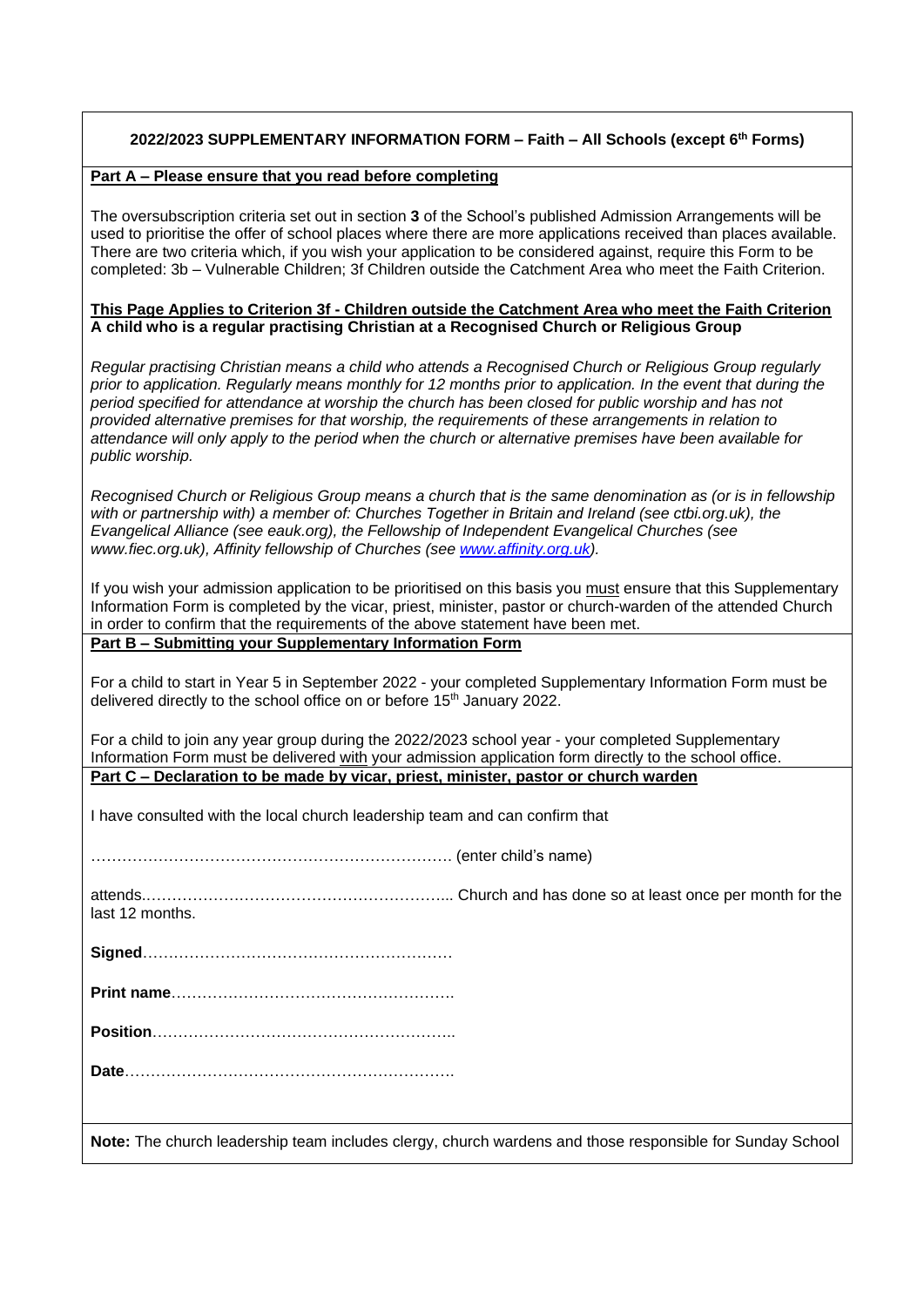## 2022/2023 SUPPLEMENTARY INFORMATION FORM – Faith – All Schools (except 6th Forms)

**Part A – Please ensure that you read before completing**

The oversubscription criteria set out in section **3** of the School's published Admission Arrangements will be used to prioritise the offer of school places where there are more applications received than places available. There are two criteria which, if you wish your application to be considered against, require this Form to be completed: 3b – Vulnerable Children; 3f Children outside the Catchment Area who meet the Faith Criterion.

**This Page Applies to Criterion 3f - Children outside the Catchment Area who meet the Faith Criterion**
**A child who is a regular practising Christian at a Recognised Church or Religious Group**

*Regular practising Christian means a child who attends a Recognised Church or Religious Group regularly prior to application. Regularly means monthly for 12 months prior to application. In the event that during the period specified for attendance at worship the church has been closed for public worship and has not provided alternative premises for that worship, the requirements of these arrangements in relation to attendance will only apply to the period when the church or alternative premises have been available for public worship.*

*Recognised Church or Religious Group means a church that is the same denomination as (or is in fellowship with or partnership with) a member of: Churches Together in Britain and Ireland (see ctbi.org.uk), the Evangelical Alliance (see eauk.org), the Fellowship of Independent Evangelical Churches (see www.fiec.org.uk), Affinity fellowship of Churches (see www.affinity.org.uk).*

If you wish your admission application to be prioritised on this basis you must ensure that this Supplementary Information Form is completed by the vicar, priest, minister, pastor or church-warden of the attended Church in order to confirm that the requirements of the above statement have been met.

**Part B – Submitting your Supplementary Information Form**

For a child to start in Year 5 in September 2022 - your completed Supplementary Information Form must be delivered directly to the school office on or before 15th January 2022.

For a child to join any year group during the 2022/2023 school year - your completed Supplementary Information Form must be delivered with your admission application form directly to the school office.

**Part C – Declaration to be made by vicar, priest, minister, pastor or church warden**

I have consulted with the local church leadership team and can confirm that

…………………………………………………………… (enter child's name)

attends.………………………………………………….. Church and has done so at least once per month for the last 12 months.

**Signed**……………………………………………………

**Print name**……………………………………………….

**Position**…………………………………………………..

**Date**……………………………………………………….

**Note:** The church leadership team includes clergy, church wardens and those responsible for Sunday School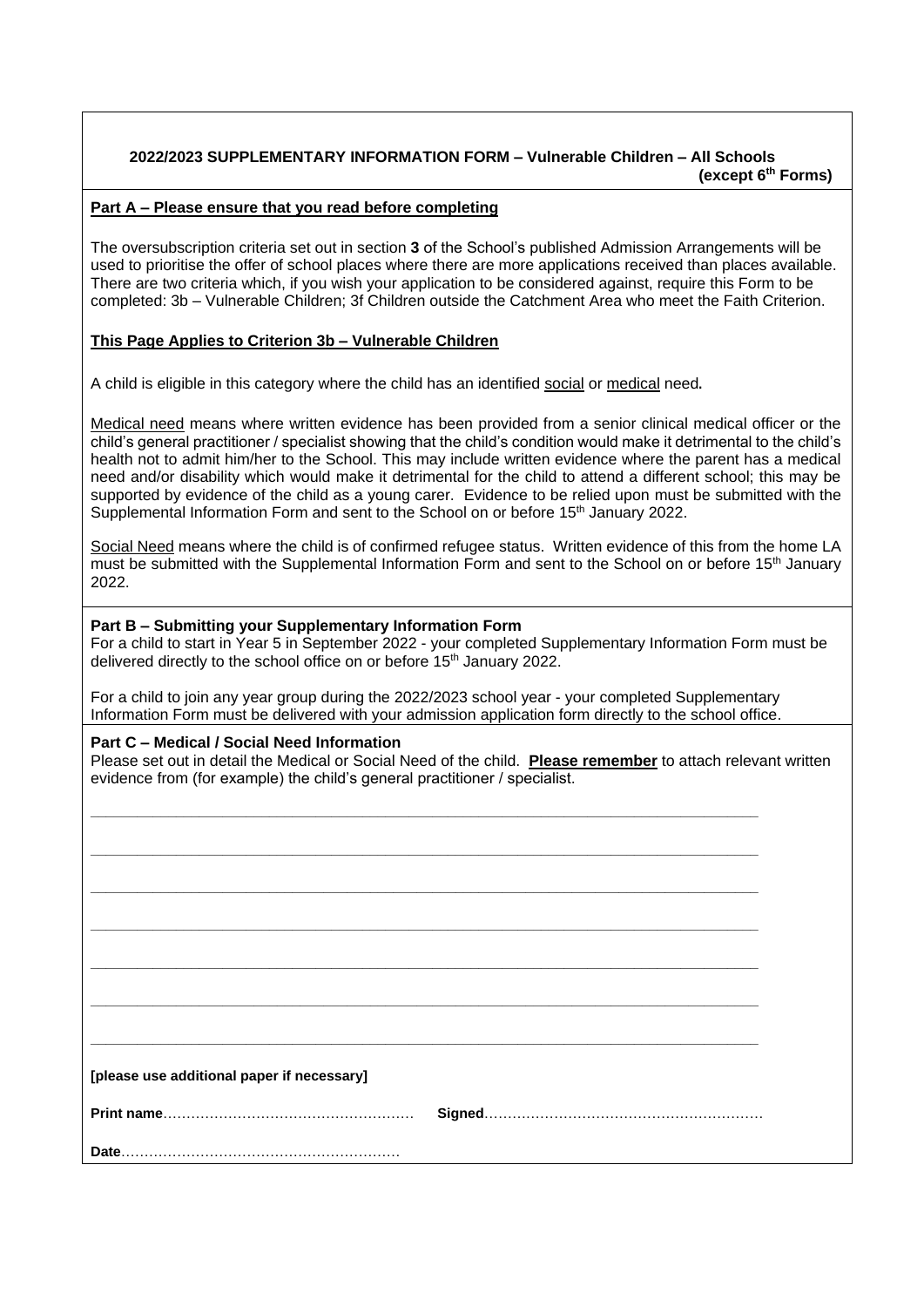## 2022/2023 SUPPLEMENTARY INFORMATION FORM – Vulnerable Children – All Schools (except 6th Forms)

**Part A – Please ensure that you read before completing**

The oversubscription criteria set out in section **3** of the School's published Admission Arrangements will be used to prioritise the offer of school places where there are more applications received than places available. There are two criteria which, if you wish your application to be considered against, require this Form to be completed: 3b – Vulnerable Children; 3f Children outside the Catchment Area who meet the Faith Criterion.

**This Page Applies to Criterion 3b – Vulnerable Children**

A child is eligible in this category where the child has an identified social or medical need.

Medical need means where written evidence has been provided from a senior clinical medical officer or the child's general practitioner / specialist showing that the child's condition would make it detrimental to the child's health not to admit him/her to the School. This may include written evidence where the parent has a medical need and/or disability which would make it detrimental for the child to attend a different school; this may be supported by evidence of the child as a young carer. Evidence to be relied upon must be submitted with the Supplemental Information Form and sent to the School on or before 15th January 2022.

Social Need means where the child is of confirmed refugee status. Written evidence of this from the home LA must be submitted with the Supplemental Information Form and sent to the School on or before 15th January 2022.

**Part B – Submitting your Supplementary Information Form**

For a child to start in Year 5 in September 2022 - your completed Supplementary Information Form must be delivered directly to the school office on or before 15th January 2022.

For a child to join any year group during the 2022/2023 school year - your completed Supplementary Information Form must be delivered with your admission application form directly to the school office.

**Part C – Medical / Social Need Information**

Please set out in detail the Medical or Social Need of the child. **Please remember** to attach relevant written evidence from (for example) the child's general practitioner / specialist.

______________________________________________________________________________

______________________________________________________________________________

______________________________________________________________________________

______________________________________________________________________________

______________________________________________________________________________

______________________________________________________________________________

______________________________________________________________________________

**[please use additional paper if necessary]**

**Print name**……………………………………………… **Signed**……………………………………………………

**Date**……………………………………………………